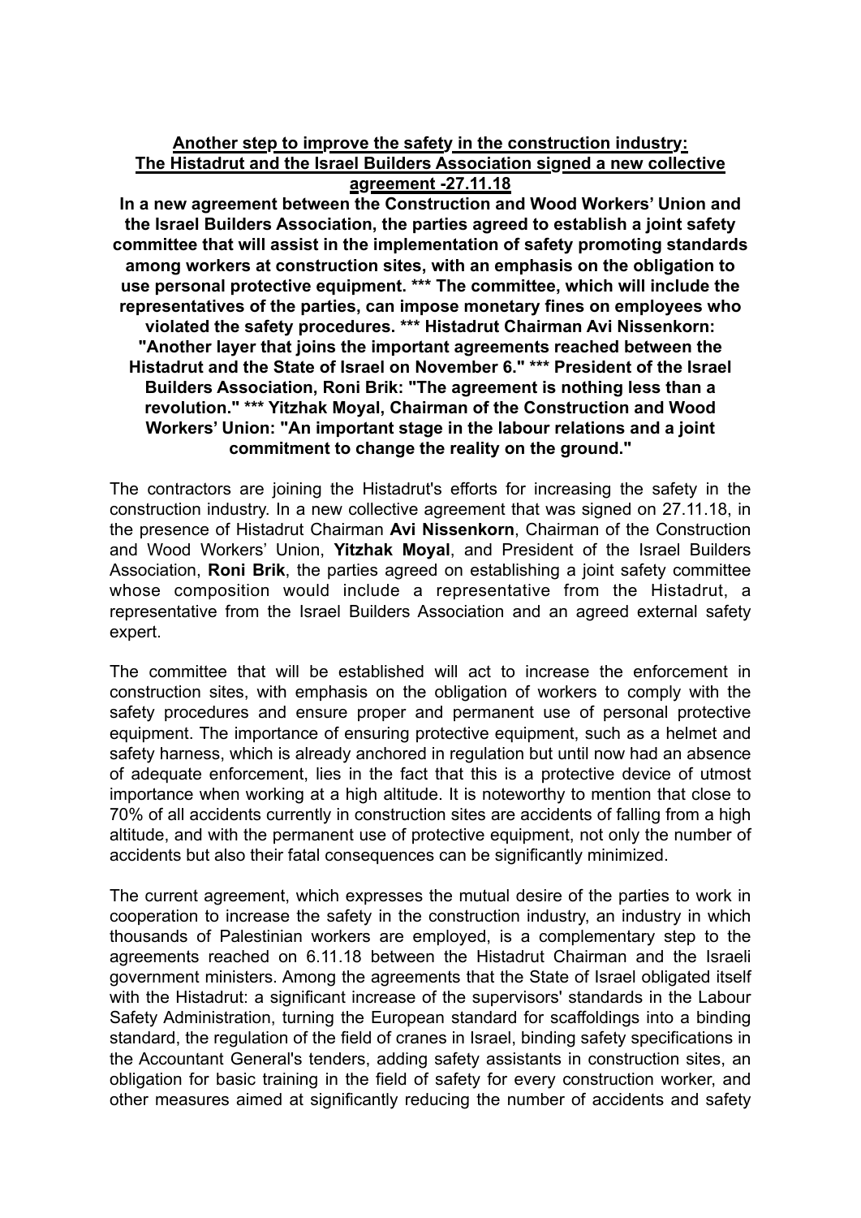**Another step to improve the safety in the construction industry: The Histadrut and the Israel Builders Association signed a new collective agreement -27.11.18**

**In a new agreement between the Construction and Wood Workers' Union and the Israel Builders Association, the parties agreed to establish a joint safety committee that will assist in the implementation of safety promoting standards among workers at construction sites, with an emphasis on the obligation to use personal protective equipment. \*\*\* The committee, which will include the representatives of the parties, can impose monetary fines on employees who violated the safety procedures. \*\*\* Histadrut Chairman Avi Nissenkorn: "Another layer that joins the important agreements reached between the Histadrut and the State of Israel on November 6." \*\*\* President of the Israel Builders Association, Roni Brik: "The agreement is nothing less than a revolution." \*\*\* Yitzhak Moyal, Chairman of the Construction and Wood Workers' Union: "An important stage in the labour relations and a joint commitment to change the reality on the ground."**

The contractors are joining the Histadrut's efforts for increasing the safety in the construction industry. In a new collective agreement that was signed on 27.11.18, in the presence of Histadrut Chairman **Avi Nissenkorn**, Chairman of the Construction and Wood Workers' Union, **Yitzhak Moyal**, and President of the Israel Builders Association, **Roni Brik**, the parties agreed on establishing a joint safety committee whose composition would include a representative from the Histadrut, a representative from the Israel Builders Association and an agreed external safety expert.

The committee that will be established will act to increase the enforcement in construction sites, with emphasis on the obligation of workers to comply with the safety procedures and ensure proper and permanent use of personal protective equipment. The importance of ensuring protective equipment, such as a helmet and safety harness, which is already anchored in regulation but until now had an absence of adequate enforcement, lies in the fact that this is a protective device of utmost importance when working at a high altitude. It is noteworthy to mention that close to 70% of all accidents currently in construction sites are accidents of falling from a high altitude, and with the permanent use of protective equipment, not only the number of accidents but also their fatal consequences can be significantly minimized.

The current agreement, which expresses the mutual desire of the parties to work in cooperation to increase the safety in the construction industry, an industry in which thousands of Palestinian workers are employed, is a complementary step to the agreements reached on 6.11.18 between the Histadrut Chairman and the Israeli government ministers. Among the agreements that the State of Israel obligated itself with the Histadrut: a significant increase of the supervisors' standards in the Labour Safety Administration, turning the European standard for scaffoldings into a binding standard, the regulation of the field of cranes in Israel, binding safety specifications in the Accountant General's tenders, adding safety assistants in construction sites, an obligation for basic training in the field of safety for every construction worker, and other measures aimed at significantly reducing the number of accidents and safety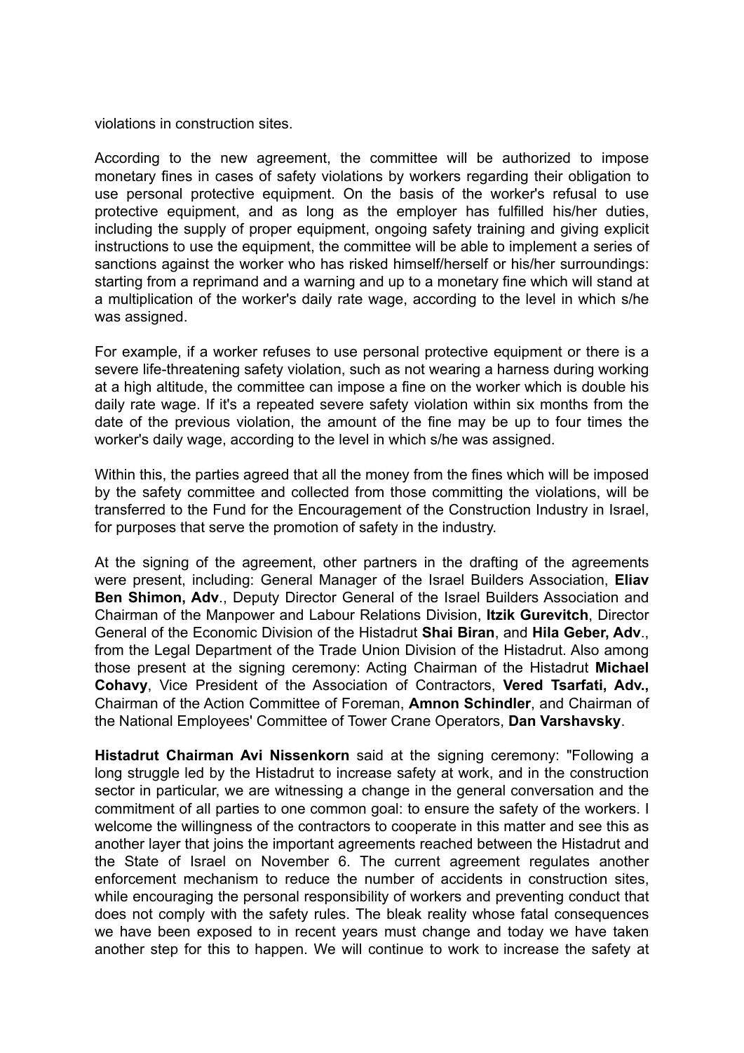violations in construction sites.

According to the new agreement, the committee will be authorized to impose monetary fines in cases of safety violations by workers regarding their obligation to use personal protective equipment. On the basis of the worker's refusal to use protective equipment, and as long as the employer has fulfilled his/her duties, including the supply of proper equipment, ongoing safety training and giving explicit instructions to use the equipment, the committee will be able to implement a series of sanctions against the worker who has risked himself/herself or his/her surroundings: starting from a reprimand and a warning and up to a monetary fine which will stand at a multiplication of the worker's daily rate wage, according to the level in which s/he was assigned.

For example, if a worker refuses to use personal protective equipment or there is a severe life-threatening safety violation, such as not wearing a harness during working at a high altitude, the committee can impose a fine on the worker which is double his daily rate wage. If it's a repeated severe safety violation within six months from the date of the previous violation, the amount of the fine may be up to four times the worker's daily wage, according to the level in which s/he was assigned.

Within this, the parties agreed that all the money from the fines which will be imposed by the safety committee and collected from those committing the violations, will be transferred to the Fund for the Encouragement of the Construction Industry in Israel, for purposes that serve the promotion of safety in the industry.

At the signing of the agreement, other partners in the drafting of the agreements were present, including: General Manager of the Israel Builders Association, **Eliav Ben Shimon, Adv**., Deputy Director General of the Israel Builders Association and Chairman of the Manpower and Labour Relations Division, **Itzik Gurevitch**, Director General of the Economic Division of the Histadrut **Shai Biran**, and **Hila Geber, Adv**., from the Legal Department of the Trade Union Division of the Histadrut. Also among those present at the signing ceremony: Acting Chairman of the Histadrut **Michael Cohavy**, Vice President of the Association of Contractors, **Vered Tsarfati, Adv.,** Chairman of the Action Committee of Foreman, **Amnon Schindler**, and Chairman of the National Employees' Committee of Tower Crane Operators, **Dan Varshavsky**.

**Histadrut Chairman Avi Nissenkorn** said at the signing ceremony: "Following a long struggle led by the Histadrut to increase safety at work, and in the construction sector in particular, we are witnessing a change in the general conversation and the commitment of all parties to one common goal: to ensure the safety of the workers. I welcome the willingness of the contractors to cooperate in this matter and see this as another layer that joins the important agreements reached between the Histadrut and the State of Israel on November 6. The current agreement regulates another enforcement mechanism to reduce the number of accidents in construction sites, while encouraging the personal responsibility of workers and preventing conduct that does not comply with the safety rules. The bleak reality whose fatal consequences we have been exposed to in recent years must change and today we have taken another step for this to happen. We will continue to work to increase the safety at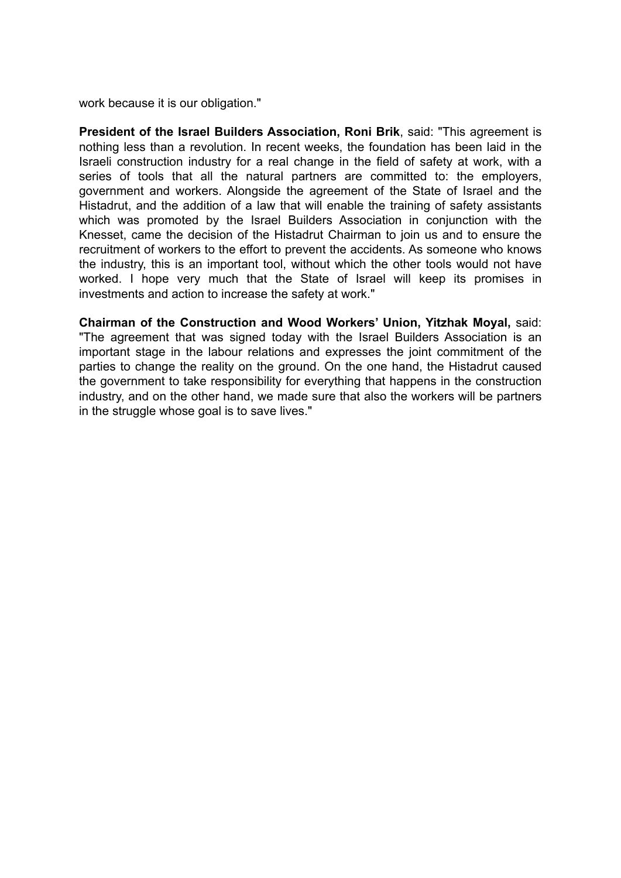work because it is our obligation."

**President of the Israel Builders Association, Roni Brik**, said: "This agreement is nothing less than a revolution. In recent weeks, the foundation has been laid in the Israeli construction industry for a real change in the field of safety at work, with a series of tools that all the natural partners are committed to: the employers, government and workers. Alongside the agreement of the State of Israel and the Histadrut, and the addition of a law that will enable the training of safety assistants which was promoted by the Israel Builders Association in conjunction with the Knesset, came the decision of the Histadrut Chairman to join us and to ensure the recruitment of workers to the effort to prevent the accidents. As someone who knows the industry, this is an important tool, without which the other tools would not have worked. I hope very much that the State of Israel will keep its promises in investments and action to increase the safety at work."

**Chairman of the Construction and Wood Workers' Union, Yitzhak Moyal,** said: "The agreement that was signed today with the Israel Builders Association is an important stage in the labour relations and expresses the joint commitment of the parties to change the reality on the ground. On the one hand, the Histadrut caused the government to take responsibility for everything that happens in the construction industry, and on the other hand, we made sure that also the workers will be partners in the struggle whose goal is to save lives."